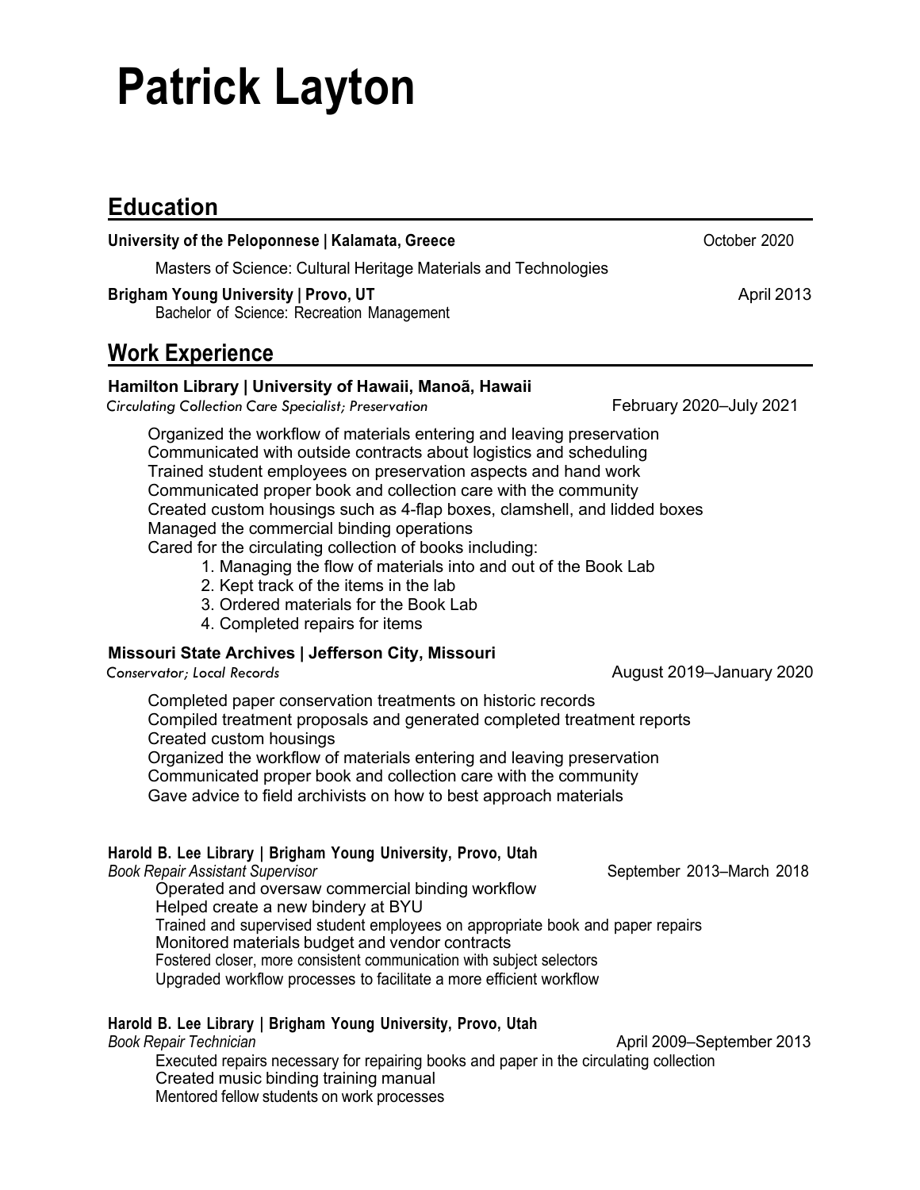# Patrick Layton

## Education

**University of the Peloponnese | Kalamata, Greece** October 2020

Masters of Science: Cultural Heritage Materials and Technologies

**Brigham Young University | Provo, UT** April 2013

Bachelor of Science: Recreation Management

## Work Experience

**Hamilton Library | University of Hawaii, Manoā, Hawaii**

*Circulating Collection Care Specialist; Preservation* February 2020–July 2021

Organized the workflow of materials entering and leaving preservation
Communicated with outside contracts about logistics and scheduling
Trained student employees on preservation aspects and hand work
Communicated proper book and collection care with the community
Created custom housings such as 4-flap boxes, clamshell, and lidded boxes
Managed the commercial binding operations
Cared for the circulating collection of books including:

1. Managing the flow of materials into and out of the Book Lab
2. Kept track of the items in the lab
3. Ordered materials for the Book Lab
4. Completed repairs for items

**Missouri State Archives | Jefferson City, Missouri**

*Conservator; Local Records* August 2019–January 2020

Completed paper conservation treatments on historic records
Compiled treatment proposals and generated completed treatment reports
Created custom housings
Organized the workflow of materials entering and leaving preservation
Communicated proper book and collection care with the community
Gave advice to field archivists on how to best approach materials

**Harold B. Lee Library | Brigham Young University, Provo, Utah**

*Book Repair Assistant Supervisor* September 2013–March 2018

Operated and oversaw commercial binding workflow
Helped create a new bindery at BYU
Trained and supervised student employees on appropriate book and paper repairs
Monitored materials budget and vendor contracts
Fostered closer, more consistent communication with subject selectors
Upgraded workflow processes to facilitate a more efficient workflow

**Harold B. Lee Library | Brigham Young University, Provo, Utah**

*Book Repair Technician* April 2009–September 2013

Executed repairs necessary for repairing books and paper in the circulating collection
Created music binding training manual
Mentored fellow students on work processes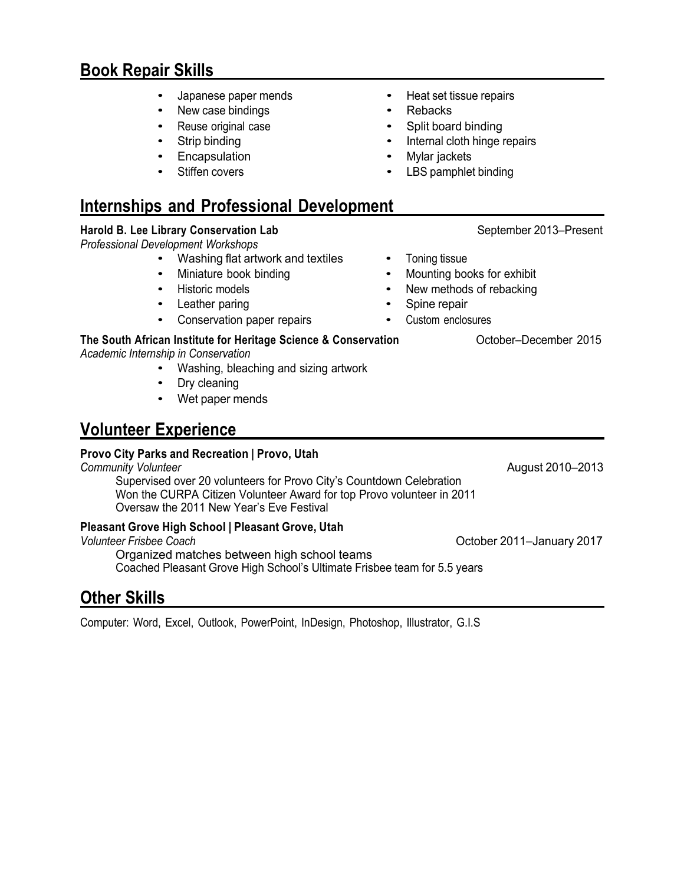## Book Repair Skills

- Japanese paper mends
- New case bindings
- Reuse original case
- Strip binding
- Encapsulation
- Stiffen covers
- Heat set tissue repairs
- Rebacks
- Split board binding
- Internal cloth hinge repairs
- Mylar jackets
- LBS pamphlet binding

## Internships and Professional Development

**Harold B. Lee Library Conservation Lab** September 2013–Present
*Professional Development Workshops*

- Washing flat artwork and textiles
- Miniature book binding
- Historic models
- Leather paring
- Conservation paper repairs
- Toning tissue
- Mounting books for exhibit
- New methods of rebacking
- Spine repair
- Custom enclosures

**The South African Institute for Heritage Science & Conservation** October–December 2015
*Academic Internship in Conservation*

- Washing, bleaching and sizing artwork
- Dry cleaning
- Wet paper mends

## Volunteer Experience

**Provo City Parks and Recreation | Provo, Utah**
*Community Volunteer* August 2010–2013

Supervised over 20 volunteers for Provo City's Countdown Celebration
Won the CURPA Citizen Volunteer Award for top Provo volunteer in 2011
Oversaw the 2011 New Year's Eve Festival

**Pleasant Grove High School | Pleasant Grove, Utah**
*Volunteer Frisbee Coach* October 2011–January 2017

Organized matches between high school teams
Coached Pleasant Grove High School's Ultimate Frisbee team for 5.5 years

## Other Skills

Computer: Word, Excel, Outlook, PowerPoint, InDesign, Photoshop, Illustrator, G.I.S